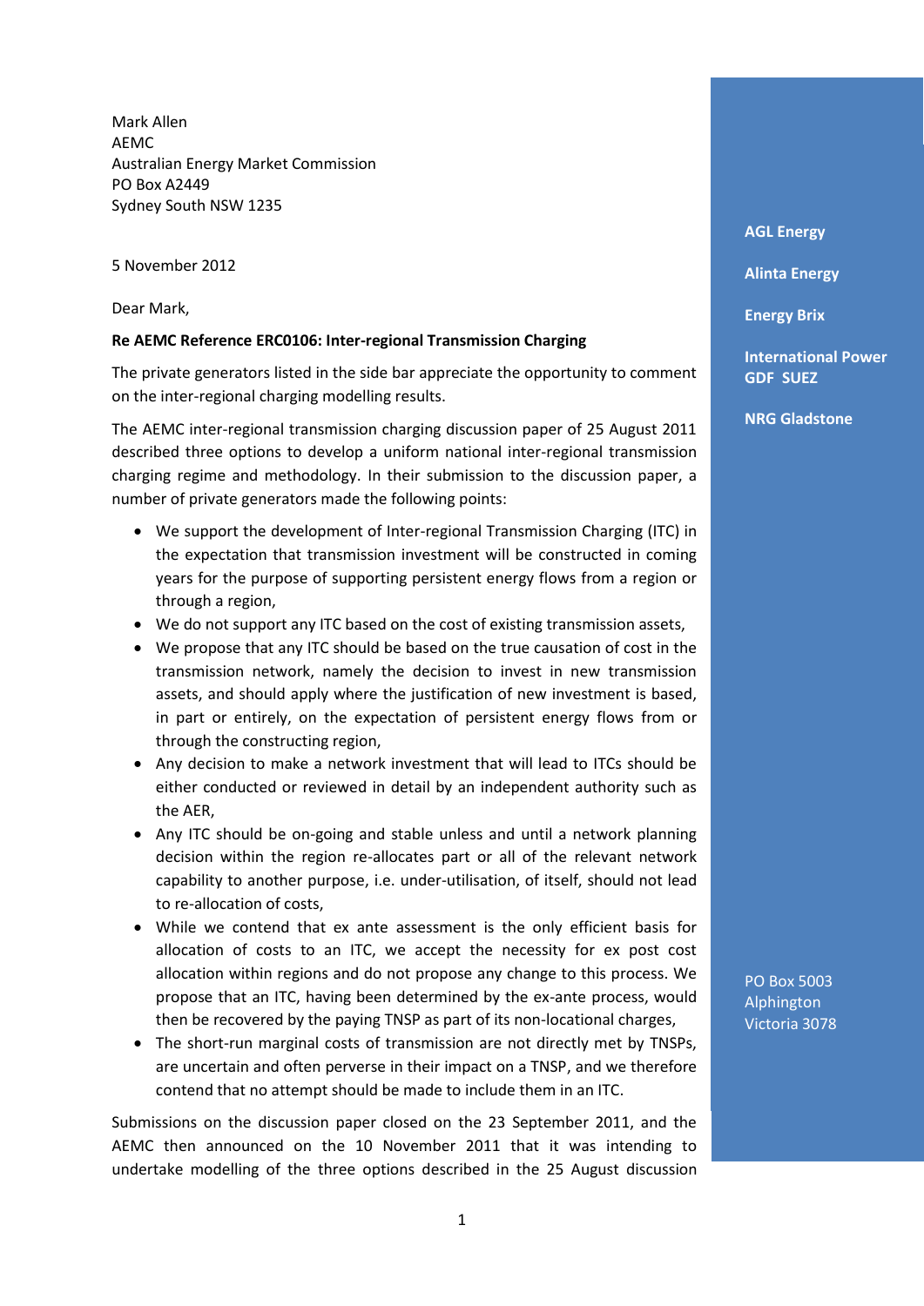Mark Allen
AEMC
Australian Energy Market Commission
PO Box A2449
Sydney South NSW 1235

**AGL Energy**

**Alinta Energy**

**Energy Brix**

**International Power GDF SUEZ**

**NRG Gladstone**

PO Box 5003
Alphington
Victoria 3078

5 November 2012

Dear Mark,

**Re AEMC Reference ERC0106: Inter-regional Transmission Charging**

The private generators listed in the side bar appreciate the opportunity to comment on the inter-regional charging modelling results.

The AEMC inter-regional transmission charging discussion paper of 25 August 2011 described three options to develop a uniform national inter-regional transmission charging regime and methodology. In their submission to the discussion paper, a number of private generators made the following points:

- We support the development of Inter-regional Transmission Charging (ITC) in the expectation that transmission investment will be constructed in coming years for the purpose of supporting persistent energy flows from a region or through a region,
- We do not support any ITC based on the cost of existing transmission assets,
- We propose that any ITC should be based on the true causation of cost in the transmission network, namely the decision to invest in new transmission assets, and should apply where the justification of new investment is based, in part or entirely, on the expectation of persistent energy flows from or through the constructing region,
- Any decision to make a network investment that will lead to ITCs should be either conducted or reviewed in detail by an independent authority such as the AER,
- Any ITC should be on-going and stable unless and until a network planning decision within the region re-allocates part or all of the relevant network capability to another purpose, i.e. under-utilisation, of itself, should not lead to re-allocation of costs,
- While we contend that ex ante assessment is the only efficient basis for allocation of costs to an ITC, we accept the necessity for ex post cost allocation within regions and do not propose any change to this process. We propose that an ITC, having been determined by the ex-ante process, would then be recovered by the paying TNSP as part of its non-locational charges,
- The short-run marginal costs of transmission are not directly met by TNSPs, are uncertain and often perverse in their impact on a TNSP, and we therefore contend that no attempt should be made to include them in an ITC.

Submissions on the discussion paper closed on the 23 September 2011, and the AEMC then announced on the 10 November 2011 that it was intending to undertake modelling of the three options described in the 25 August discussion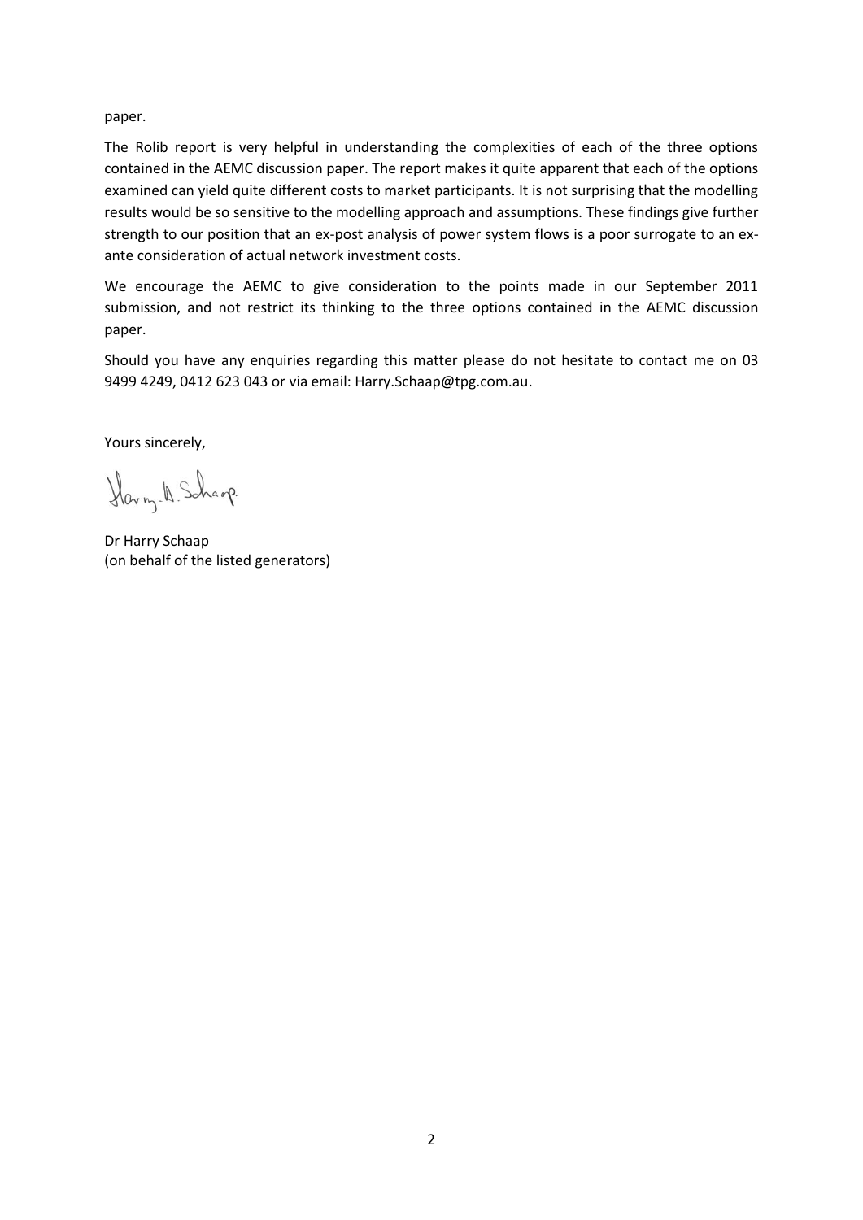paper.

The Rolib report is very helpful in understanding the complexities of each of the three options contained in the AEMC discussion paper. The report makes it quite apparent that each of the options examined can yield quite different costs to market participants. It is not surprising that the modelling results would be so sensitive to the modelling approach and assumptions. These findings give further strength to our position that an ex-post analysis of power system flows is a poor surrogate to an ex-ante consideration of actual network investment costs.

We encourage the AEMC to give consideration to the points made in our September 2011 submission, and not restrict its thinking to the three options contained in the AEMC discussion paper.

Should you have any enquiries regarding this matter please do not hesitate to contact me on 03 9499 4249, 0412 623 043 or via email: Harry.Schaap@tpg.com.au.

Yours sincerely,

Dr Harry Schaap
(on behalf of the listed generators)